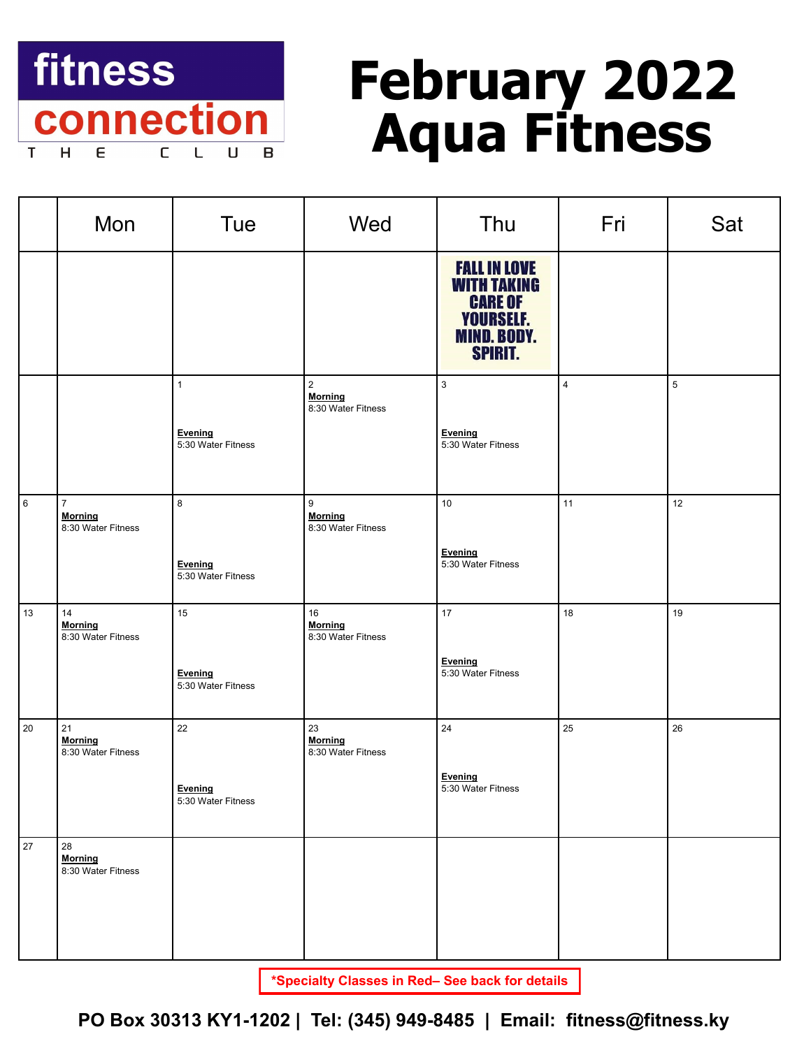fitness connection

THE CLUB

# February 2022 Aqua Fitness

| | Mon | Tue | Wed | Thu | Fri | Sat |
|---|---|---|---|---|---|---|
| | | | | FALL IN LOVE WITH TAKING CARE OF YOURSELF. MIND. BODY. SPIRIT. | | |
| | | 1<br>**Evening**<br>5:30 Water Fitness | 2<br>**Morning**<br>8:30 Water Fitness | 3<br>**Evening**<br>5:30 Water Fitness | 4 | 5 |
| 6 | 7<br>**Morning**<br>8:30 Water Fitness | 8<br>**Evening**<br>5:30 Water Fitness | 9<br>**Morning**<br>8:30 Water Fitness | 10<br>**Evening**<br>5:30 Water Fitness | 11 | 12 |
| 13 | 14<br>**Morning**<br>8:30 Water Fitness | 15<br>**Evening**<br>5:30 Water Fitness | 16<br>**Morning**<br>8:30 Water Fitness | 17<br>**Evening**<br>5:30 Water Fitness | 18 | 19 |
| 20 | 21<br>**Morning**<br>8:30 Water Fitness | 22<br>**Evening**<br>5:30 Water Fitness | 23<br>**Morning**<br>8:30 Water Fitness | 24<br>**Evening**<br>5:30 Water Fitness | 25 | 26 |
| 27 | 28<br>**Morning**<br>8:30 Water Fitness | | | | | |

**\*Specialty Classes in Red– See back for details**

**PO Box 30313 KY1-1202 | Tel: (345) 949-8485 | Email: fitness@fitness.ky**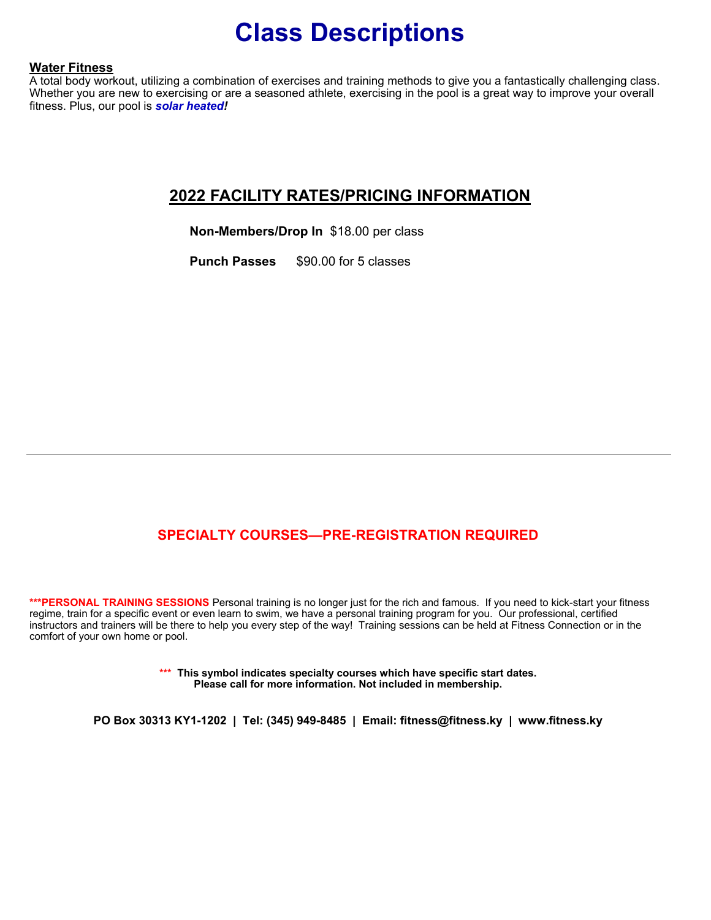# Class Descriptions

**Water Fitness**

A total body workout, utilizing a combination of exercises and training methods to give you a fantastically challenging class. Whether you are new to exercising or are a seasoned athlete, exercising in the pool is a great way to improve your overall fitness. Plus, our pool is ***solar heated!***

## 2022 FACILITY RATES/PRICING INFORMATION

**Non-Members/Drop In** $18.00 per class

**Punch Passes** $90.00 for 5 classes

---

## SPECIALTY COURSES—PRE-REGISTRATION REQUIRED

*****PERSONAL TRAINING SESSIONS** Personal training is no longer just for the rich and famous. If you need to kick-start your fitness regime, train for a specific event or even learn to swim, we have a personal training program for you. Our professional, certified instructors and trainers will be there to help you every step of the way! Training sessions can be held at Fitness Connection or in the comfort of your own home or pool.

**\*\*\* This symbol indicates specialty courses which have specific start dates. Please call for more information. Not included in membership.**

**PO Box 30313 KY1-1202 | Tel: (345) 949-8485 | Email: fitness@fitness.ky | www.fitness.ky**